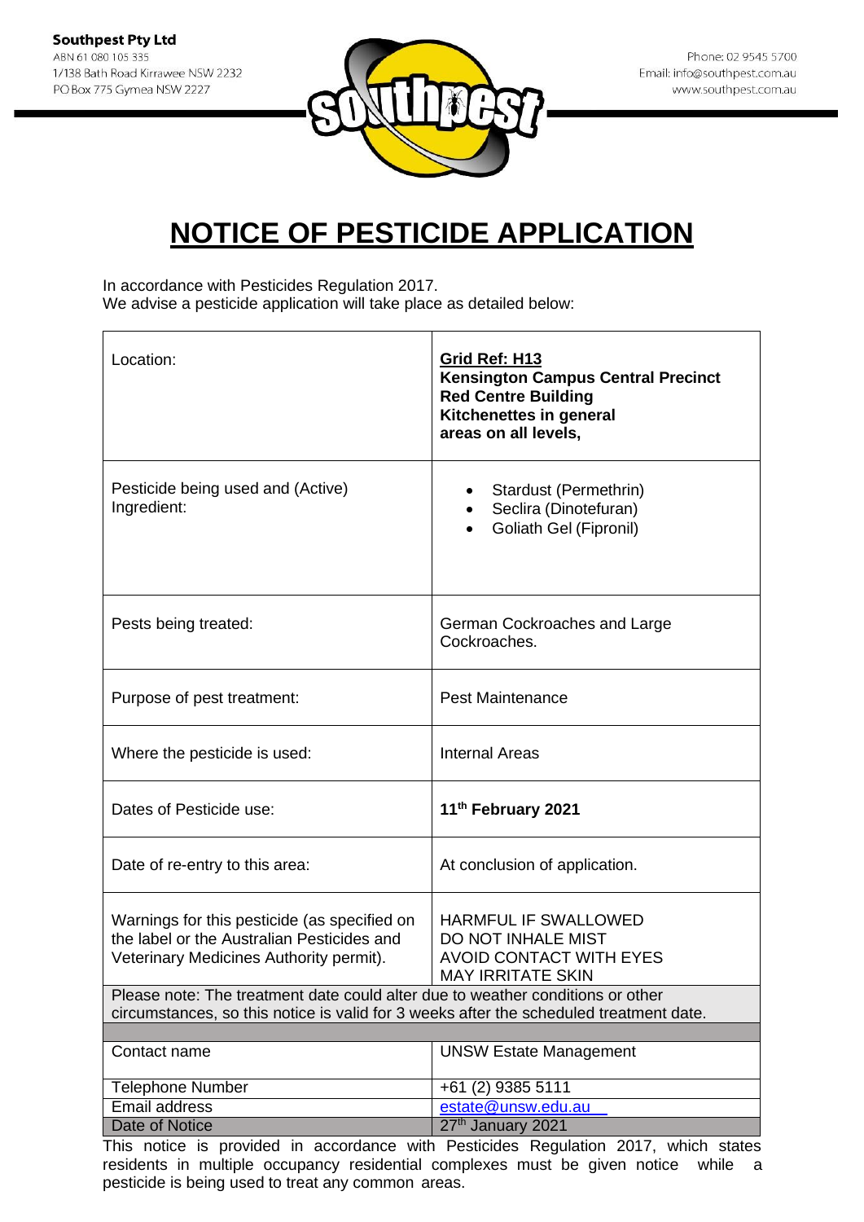**Southpest Pty Ltd**
ABN 61 080 105 335
1/138 Bath Road Kirrawee NSW 2232
PO Box 775 Gymea NSW 2227

Phone: 02 9545 5700
Email: info@southpest.com.au
www.southpest.com.au

# NOTICE OF PESTICIDE APPLICATION

In accordance with Pesticides Regulation 2017.
We advise a pesticide application will take place as detailed below:

| | |
|---|---|
| Location: | **Grid Ref: H13**<br>**Kensington Campus Central Precinct**<br>**Red Centre Building**<br>**Kitchenettes in general areas on all levels,** |
| Pesticide being used and (Active) Ingredient: | • Stardust (Permethrin)<br>• Seclira (Dinotefuran)<br>• Goliath Gel (Fipronil) |
| Pests being treated: | German Cockroaches and Large Cockroaches. |
| Purpose of pest treatment: | Pest Maintenance |
| Where the pesticide is used: | Internal Areas |
| Dates of Pesticide use: | **11th February 2021** |
| Date of re-entry to this area: | At conclusion of application. |
| Warnings for this pesticide (as specified on the label or the Australian Pesticides and Veterinary Medicines Authority permit). | HARMFUL IF SWALLOWED<br>DO NOT INHALE MIST<br>AVOID CONTACT WITH EYES<br>MAY IRRITATE SKIN |
| Please note: The treatment date could alter due to weather conditions or other circumstances, so this notice is valid for 3 weeks after the scheduled treatment date. | |
| Contact name | UNSW Estate Management |
| Telephone Number | +61 (2) 9385 5111 |
| Email address | estate@unsw.edu.au |
| Date of Notice | 27th January 2021 |

This notice is provided in accordance with Pesticides Regulation 2017, which states residents in multiple occupancy residential complexes must be given notice while a pesticide is being used to treat any common areas.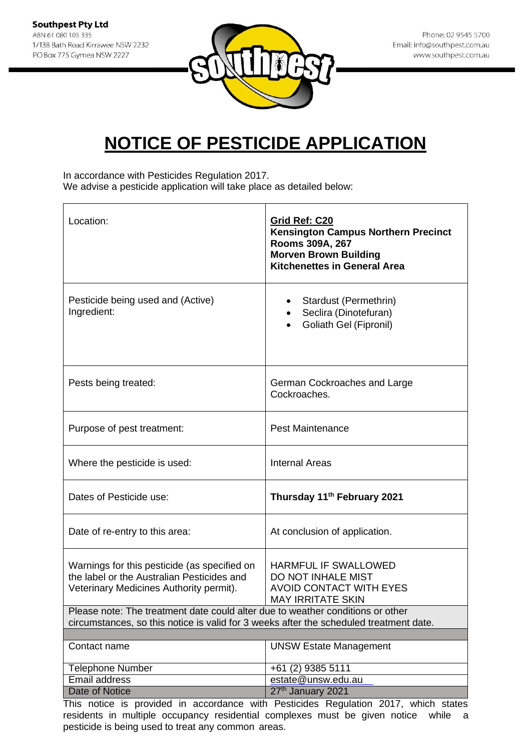**Southpest Pty Ltd**
ABN 61 080 105 335
1/138 Bath Road Kirrawee NSW 2232
PO Box 775 Gymea NSW 2227

Phone: 02 9545 5700
Email: info@southpest.com.au
www.southpest.com.au

# NOTICE OF PESTICIDE APPLICATION

In accordance with Pesticides Regulation 2017.
We advise a pesticide application will take place as detailed below:

| | |
|---|---|
| Location: | **Grid Ref: C20**<br>**Kensington Campus Northern Precinct**<br>**Rooms 309A, 267**<br>**Morven Brown Building**<br>**Kitchenettes in General Area** |
| Pesticide being used and (Active) Ingredient: | • Stardust (Permethrin)<br>• Seclira (Dinotefuran)<br>• Goliath Gel (Fipronil) |
| Pests being treated: | German Cockroaches and Large Cockroaches. |
| Purpose of pest treatment: | Pest Maintenance |
| Where the pesticide is used: | Internal Areas |
| Dates of Pesticide use: | **Thursday 11th February 2021** |
| Date of re-entry to this area: | At conclusion of application. |
| Warnings for this pesticide (as specified on the label or the Australian Pesticides and Veterinary Medicines Authority permit). | HARMFUL IF SWALLOWED<br>DO NOT INHALE MIST<br>AVOID CONTACT WITH EYES<br>MAY IRRITATE SKIN |
| Please note: The treatment date could alter due to weather conditions or other circumstances, so this notice is valid for 3 weeks after the scheduled treatment date. | |
| Contact name | UNSW Estate Management |
| Telephone Number | +61 (2) 9385 5111 |
| Email address | estate@unsw.edu.au |
| Date of Notice | 27th January 2021 |

This notice is provided in accordance with Pesticides Regulation 2017, which states residents in multiple occupancy residential complexes must be given notice while a pesticide is being used to treat any common areas.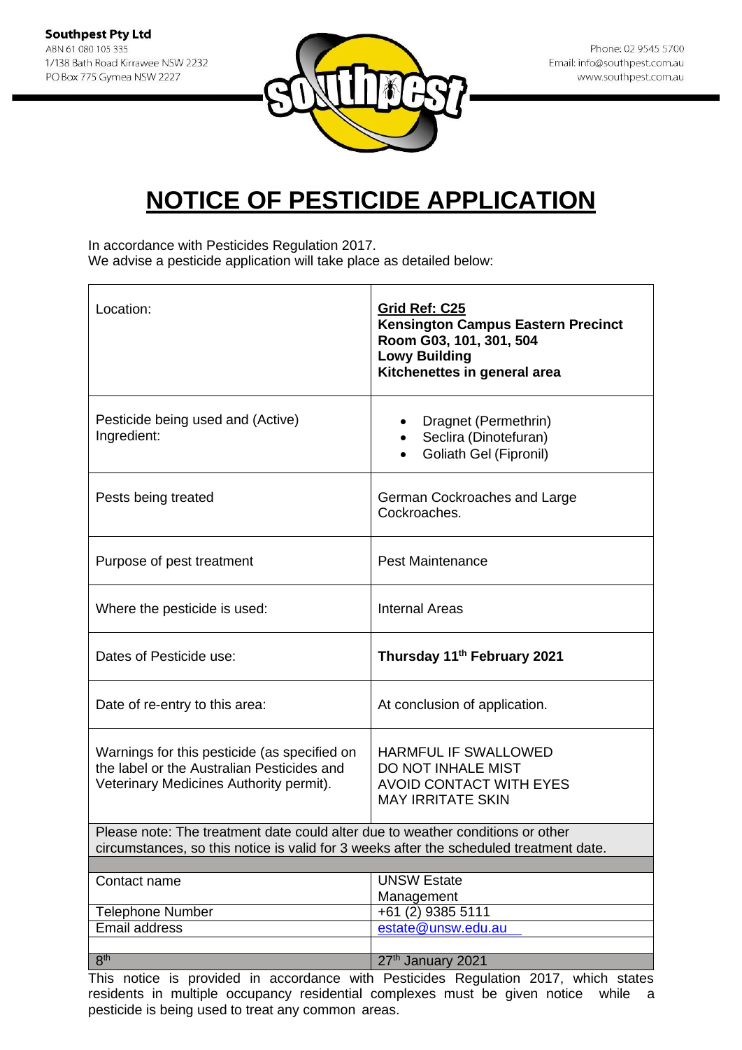**Southpest Pty Ltd**
ABN 61 080 105 335
1/138 Bath Road Kirrawee NSW 2232
PO Box 775 Gymea NSW 2227

Phone: 02 9545 5700
Email: info@southpest.com.au
www.southpest.com.au

# NOTICE OF PESTICIDE APPLICATION

In accordance with Pesticides Regulation 2017.
We advise a pesticide application will take place as detailed below:

| | |
|---|---|
| Location: | **Grid Ref: C25**<br>**Kensington Campus Eastern Precinct**<br>**Room G03, 101, 301, 504**<br>**Lowy Building**<br>**Kitchenettes in general area** |
| Pesticide being used and (Active) Ingredient: | • Dragnet (Permethrin)<br>• Seclira (Dinotefuran)<br>• Goliath Gel (Fipronil) |
| Pests being treated | German Cockroaches and Large Cockroaches. |
| Purpose of pest treatment | Pest Maintenance |
| Where the pesticide is used: | Internal Areas |
| Dates of Pesticide use: | **Thursday 11th February 2021** |
| Date of re-entry to this area: | At conclusion of application. |
| Warnings for this pesticide (as specified on the label or the Australian Pesticides and Veterinary Medicines Authority permit). | HARMFUL IF SWALLOWED<br>DO NOT INHALE MIST<br>AVOID CONTACT WITH EYES<br>MAY IRRITATE SKIN |
| Please note: The treatment date could alter due to weather conditions or other circumstances, so this notice is valid for 3 weeks after the scheduled treatment date. | |
| | |
| Contact name | UNSW Estate Management |
| Telephone Number | +61 (2) 9385 5111 |
| Email address | estate@unsw.edu.au |
| | |
| 8th | 27th January 2021 |

This notice is provided in accordance with Pesticides Regulation 2017, which states residents in multiple occupancy residential complexes must be given notice while a pesticide is being used to treat any common areas.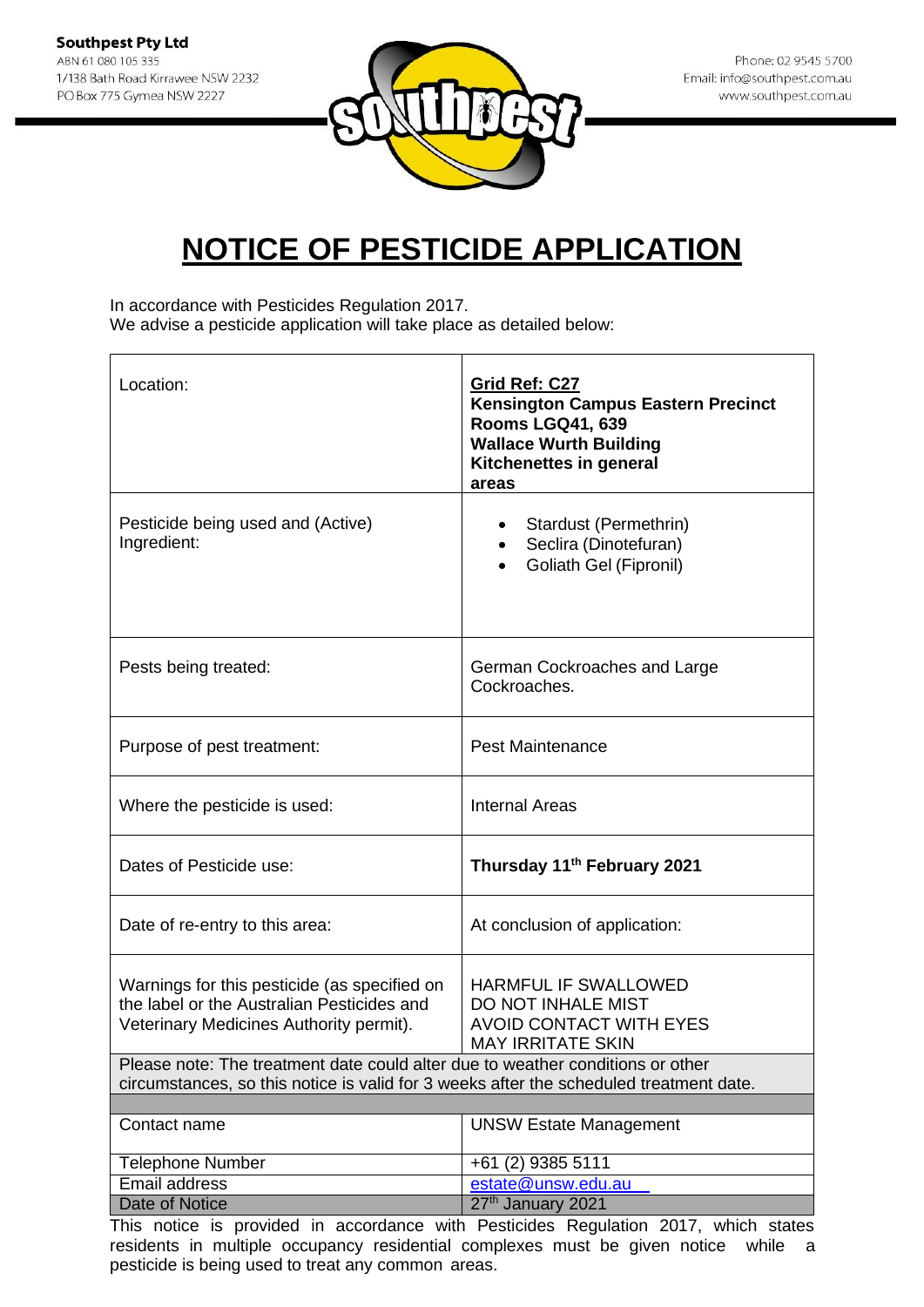**Southpest Pty Ltd**
ABN 61 080 105 335
1/138 Bath Road Kirrawee NSW 2232
PO Box 775 Gymea NSW 2227

Phone: 02 9545 5700
Email: info@southpest.com.au
www.southpest.com.au

# NOTICE OF PESTICIDE APPLICATION

In accordance with Pesticides Regulation 2017.
We advise a pesticide application will take place as detailed below:

| | |
|---|---|
| Location: | **Grid Ref: C27**<br>**Kensington Campus Eastern Precinct**<br>**Rooms LGQ41, 639**<br>**Wallace Wurth Building**<br>**Kitchenettes in general areas** |
| Pesticide being used and (Active) Ingredient: | • Stardust (Permethrin)<br>• Seclira (Dinotefuran)<br>• Goliath Gel (Fipronil) |
| Pests being treated: | German Cockroaches and Large Cockroaches. |
| Purpose of pest treatment: | Pest Maintenance |
| Where the pesticide is used: | Internal Areas |
| Dates of Pesticide use: | **Thursday 11th February 2021** |
| Date of re-entry to this area: | At conclusion of application: |
| Warnings for this pesticide (as specified on the label or the Australian Pesticides and Veterinary Medicines Authority permit). | HARMFUL IF SWALLOWED<br>DO NOT INHALE MIST<br>AVOID CONTACT WITH EYES<br>MAY IRRITATE SKIN |
| Please note: The treatment date could alter due to weather conditions or other circumstances, so this notice is valid for 3 weeks after the scheduled treatment date. | |
| | |
| Contact name | UNSW Estate Management |
| Telephone Number | +61 (2) 9385 5111 |
| Email address | estate@unsw.edu.au |
| Date of Notice | 27th January 2021 |

This notice is provided in accordance with Pesticides Regulation 2017, which states residents in multiple occupancy residential complexes must be given notice while a pesticide is being used to treat any common areas.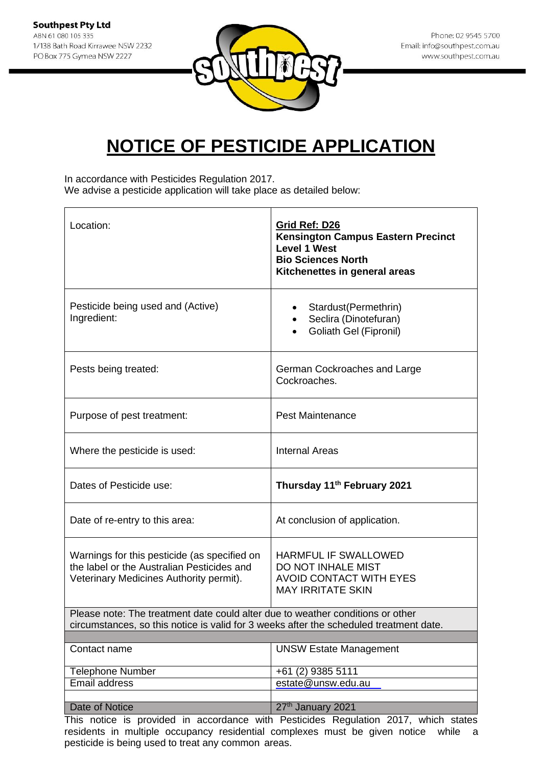**Southpest Pty Ltd**
ABN 61 080 105 335
1/138 Bath Road Kirrawee NSW 2232
PO Box 775 Gymea NSW 2227

Phone: 02 9545 5700
Email: info@southpest.com.au
www.southpest.com.au

# NOTICE OF PESTICIDE APPLICATION

In accordance with Pesticides Regulation 2017.
We advise a pesticide application will take place as detailed below:

| | |
|---|---|
| Location: | **Grid Ref: D26**<br>**Kensington Campus Eastern Precinct**<br>**Level 1 West**<br>**Bio Sciences North**<br>**Kitchenettes in general areas** |
| Pesticide being used and (Active) Ingredient: | • Stardust(Permethrin)<br>• Seclira (Dinotefuran)<br>• Goliath Gel (Fipronil) |
| Pests being treated: | German Cockroaches and Large Cockroaches. |
| Purpose of pest treatment: | Pest Maintenance |
| Where the pesticide is used: | Internal Areas |
| Dates of Pesticide use: | **Thursday 11th February 2021** |
| Date of re-entry to this area: | At conclusion of application. |
| Warnings for this pesticide (as specified on the label or the Australian Pesticides and Veterinary Medicines Authority permit). | HARMFUL IF SWALLOWED<br>DO NOT INHALE MIST<br>AVOID CONTACT WITH EYES<br>MAY IRRITATE SKIN |
| Please note: The treatment date could alter due to weather conditions or other circumstances, so this notice is valid for 3 weeks after the scheduled treatment date. | |
| | |
| Contact name | UNSW Estate Management |
| Telephone Number | +61 (2) 9385 5111 |
| Email address | estate@unsw.edu.au |
| | |
| Date of Notice | 27th January 2021 |

This notice is provided in accordance with Pesticides Regulation 2017, which states residents in multiple occupancy residential complexes must be given notice while a pesticide is being used to treat any common areas.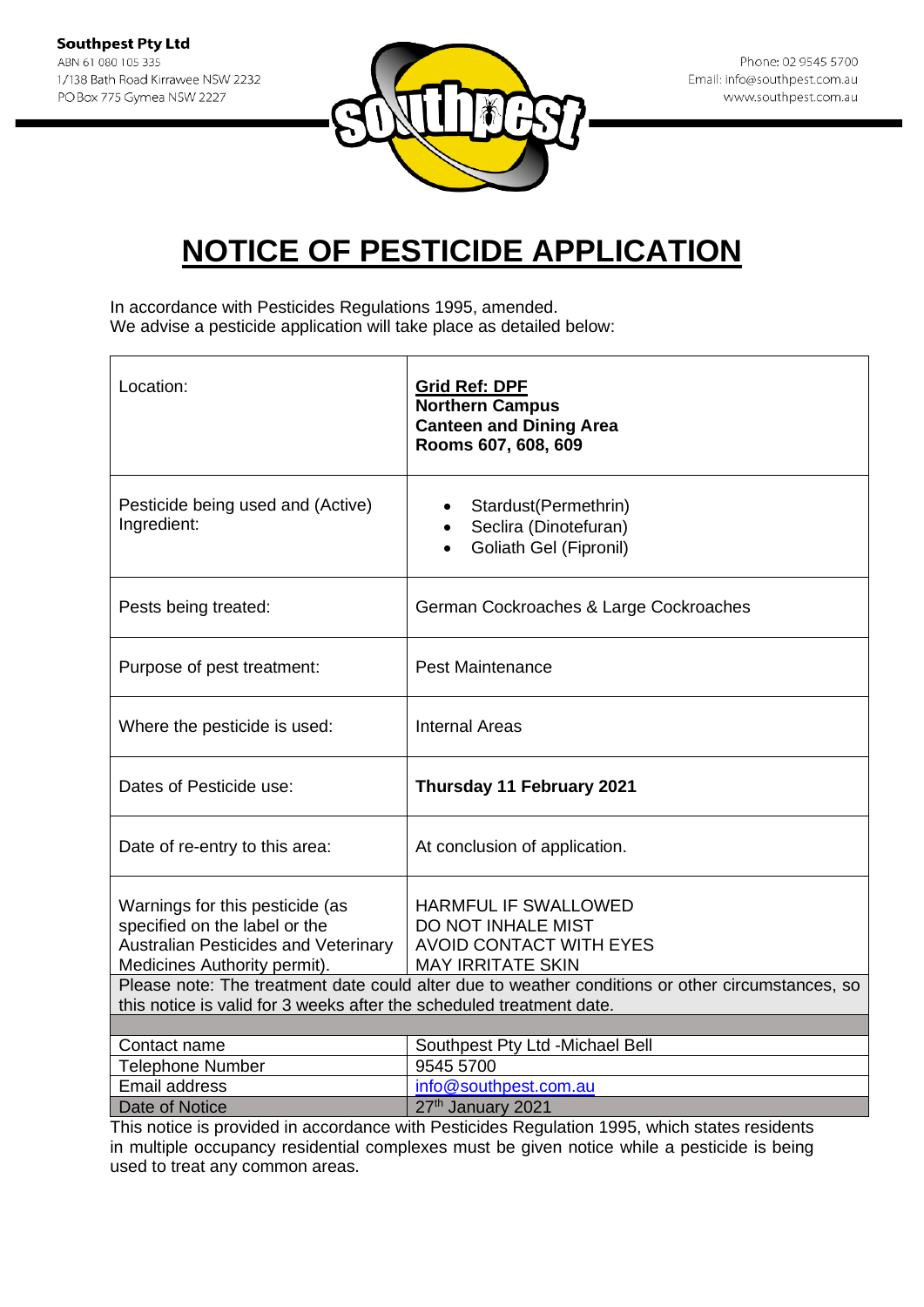**Southpest Pty Ltd**
ABN 61 080 105 335
1/138 Bath Road Kirrawee NSW 2232
PO Box 775 Gymea NSW 2227

Phone: 02 9545 5700
Email: info@southpest.com.au
www.southpest.com.au

# NOTICE OF PESTICIDE APPLICATION

In accordance with Pesticides Regulations 1995, amended.
We advise a pesticide application will take place as detailed below:

| | |
|---|---|
| Location: | **Grid Ref: DPF**<br>**Northern Campus**<br>**Canteen and Dining Area**<br>**Rooms 607, 608, 609** |
| Pesticide being used and (Active) Ingredient: | • Stardust(Permethrin)<br>• Seclira (Dinotefuran)<br>• Goliath Gel (Fipronil) |
| Pests being treated: | German Cockroaches & Large Cockroaches |
| Purpose of pest treatment: | Pest Maintenance |
| Where the pesticide is used: | Internal Areas |
| Dates of Pesticide use: | **Thursday 11 February 2021** |
| Date of re-entry to this area: | At conclusion of application. |
| Warnings for this pesticide (as specified on the label or the Australian Pesticides and Veterinary Medicines Authority permit). | HARMFUL IF SWALLOWED<br>DO NOT INHALE MIST<br>AVOID CONTACT WITH EYES<br>MAY IRRITATE SKIN |

Please note: The treatment date could alter due to weather conditions or other circumstances, so this notice is valid for 3 weeks after the scheduled treatment date.

| | |
|---|---|
| Contact name | Southpest Pty Ltd -Michael Bell |
| Telephone Number | 9545 5700 |
| Email address | info@southpest.com.au |
| Date of Notice | 27th January 2021 |

This notice is provided in accordance with Pesticides Regulation 1995, which states residents in multiple occupancy residential complexes must be given notice while a pesticide is being used to treat any common areas.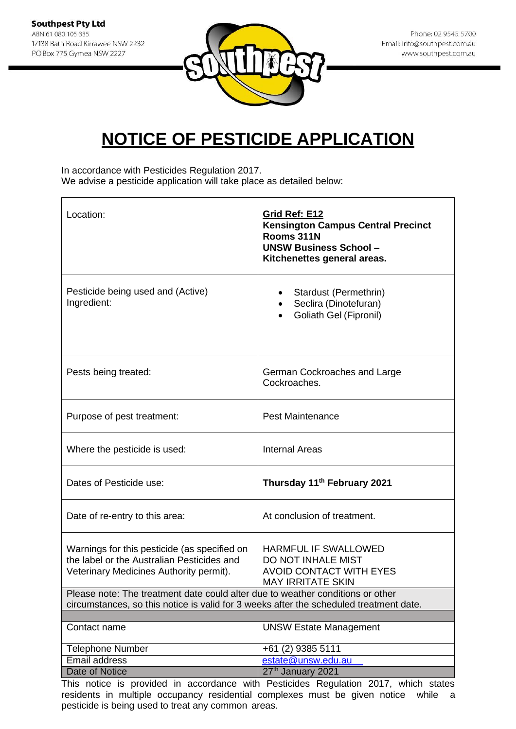**Southpest Pty Ltd**
ABN 61 080 105 335
1/138 Bath Road Kirrawee NSW 2232
PO Box 775 Gymea NSW 2227

Phone: 02 9545 5700
Email: info@southpest.com.au
www.southpest.com.au

# NOTICE OF PESTICIDE APPLICATION

In accordance with Pesticides Regulation 2017.
We advise a pesticide application will take place as detailed below:

| | |
|---|---|
| Location: | **Grid Ref: E12**<br>**Kensington Campus Central Precinct**<br>**Rooms 311N**<br>**UNSW Business School – Kitchenettes general areas.** |
| Pesticide being used and (Active) Ingredient: | • Stardust (Permethrin)<br>• Seclira (Dinotefuran)<br>• Goliath Gel (Fipronil) |
| Pests being treated: | German Cockroaches and Large Cockroaches. |
| Purpose of pest treatment: | Pest Maintenance |
| Where the pesticide is used: | Internal Areas |
| Dates of Pesticide use: | **Thursday 11th February 2021** |
| Date of re-entry to this area: | At conclusion of treatment. |
| Warnings for this pesticide (as specified on the label or the Australian Pesticides and Veterinary Medicines Authority permit). | HARMFUL IF SWALLOWED<br>DO NOT INHALE MIST<br>AVOID CONTACT WITH EYES<br>MAY IRRITATE SKIN |
| Please note: The treatment date could alter due to weather conditions or other circumstances, so this notice is valid for 3 weeks after the scheduled treatment date. | |
| | |
| Contact name | UNSW Estate Management |
| Telephone Number | +61 (2) 9385 5111 |
| Email address | estate@unsw.edu.au |
| Date of Notice | 27th January 2021 |

This notice is provided in accordance with Pesticides Regulation 2017, which states residents in multiple occupancy residential complexes must be given notice while a pesticide is being used to treat any common areas.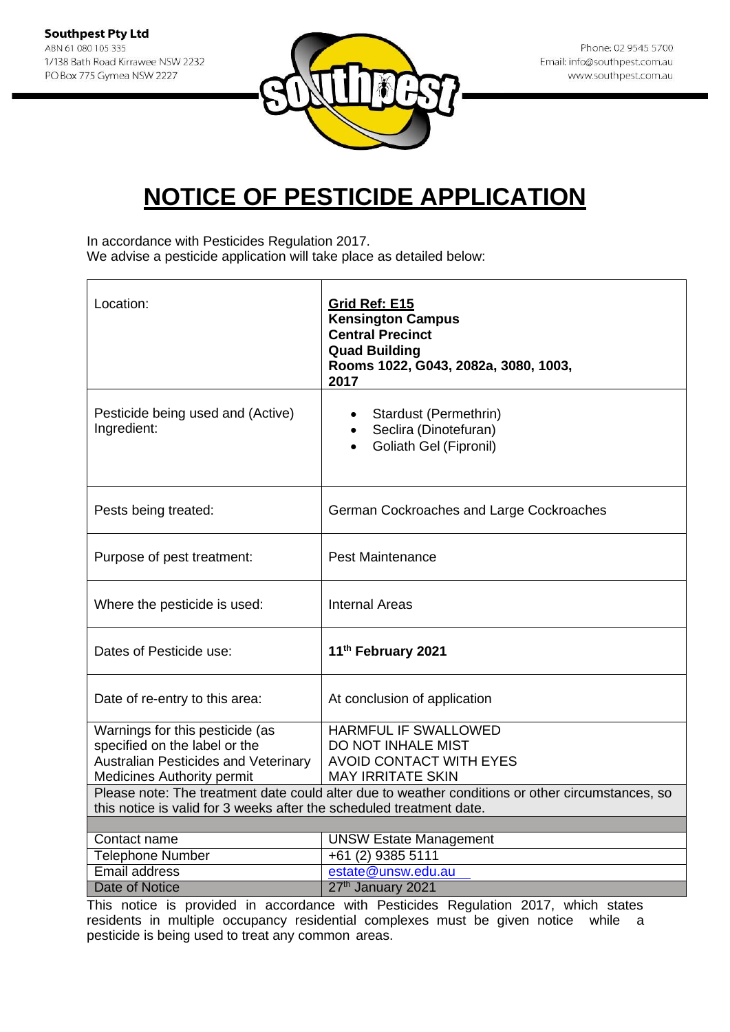**Southpest Pty Ltd**
ABN 61 080 105 335
1/138 Bath Road Kirrawee NSW 2232
PO Box 775 Gymea NSW 2227

Phone: 02 9545 5700
Email: info@southpest.com.au
www.southpest.com.au

# NOTICE OF PESTICIDE APPLICATION

In accordance with Pesticides Regulation 2017.
We advise a pesticide application will take place as detailed below:

| | |
|---|---|
| Location: | **Grid Ref: E15**<br>**Kensington Campus**<br>**Central Precinct**<br>**Quad Building**<br>**Rooms 1022, G043, 2082a, 3080, 1003, 2017** |
| Pesticide being used and (Active) Ingredient: | • Stardust (Permethrin)<br>• Seclira (Dinotefuran)<br>• Goliath Gel (Fipronil) |
| Pests being treated: | German Cockroaches and Large Cockroaches |
| Purpose of pest treatment: | Pest Maintenance |
| Where the pesticide is used: | Internal Areas |
| Dates of Pesticide use: | **11th February 2021** |
| Date of re-entry to this area: | At conclusion of application |
| Warnings for this pesticide (as specified on the label or the Australian Pesticides and Veterinary Medicines Authority permit | HARMFUL IF SWALLOWED<br>DO NOT INHALE MIST<br>AVOID CONTACT WITH EYES<br>MAY IRRITATE SKIN |
| Please note: The treatment date could alter due to weather conditions or other circumstances, so this notice is valid for 3 weeks after the scheduled treatment date. | |
| | |
| Contact name | UNSW Estate Management |
| Telephone Number | +61 (2) 9385 5111 |
| Email address | estate@unsw.edu.au |
| Date of Notice | 27th January 2021 |

This notice is provided in accordance with Pesticides Regulation 2017, which states residents in multiple occupancy residential complexes must be given notice while a pesticide is being used to treat any common areas.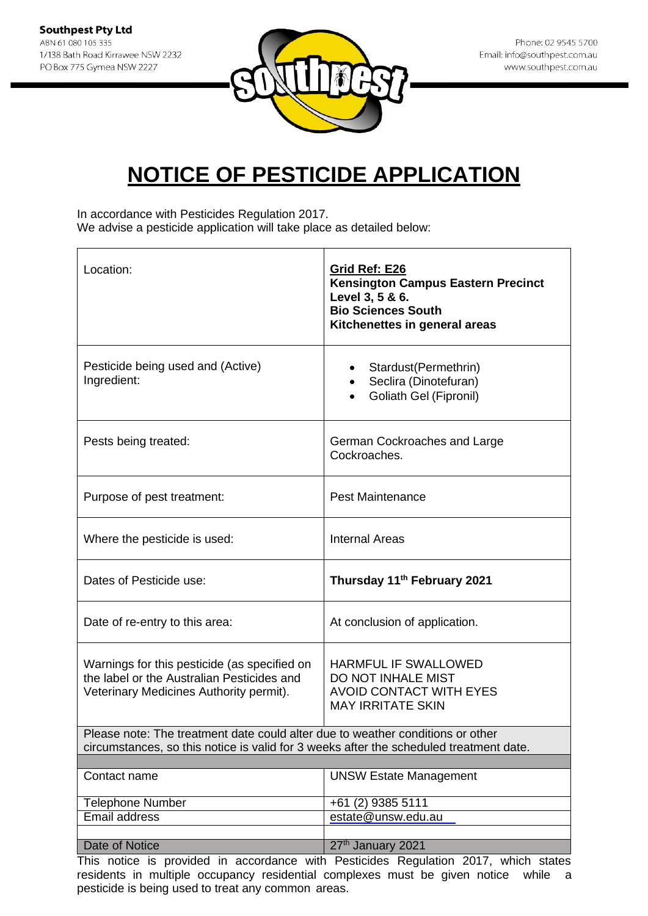**Southpest Pty Ltd**
ABN 61 080 105 335
1/138 Bath Road Kirrawee NSW 2232
PO Box 775 Gymea NSW 2227

Phone: 02 9545 5700
Email: info@southpest.com.au
www.southpest.com.au

# NOTICE OF PESTICIDE APPLICATION

In accordance with Pesticides Regulation 2017.
We advise a pesticide application will take place as detailed below:

| | |
|---|---|
| Location: | **Grid Ref: E26**<br>**Kensington Campus Eastern Precinct**<br>**Level 3, 5 & 6.**<br>**Bio Sciences South**<br>**Kitchenettes in general areas** |
| Pesticide being used and (Active) Ingredient: | • Stardust(Permethrin)<br>• Seclira (Dinotefuran)<br>• Goliath Gel (Fipronil) |
| Pests being treated: | German Cockroaches and Large Cockroaches. |
| Purpose of pest treatment: | Pest Maintenance |
| Where the pesticide is used: | Internal Areas |
| Dates of Pesticide use: | **Thursday 11th February 2021** |
| Date of re-entry to this area: | At conclusion of application. |
| Warnings for this pesticide (as specified on the label or the Australian Pesticides and Veterinary Medicines Authority permit). | HARMFUL IF SWALLOWED<br>DO NOT INHALE MIST<br>AVOID CONTACT WITH EYES<br>MAY IRRITATE SKIN |
| Please note: The treatment date could alter due to weather conditions or other circumstances, so this notice is valid for 3 weeks after the scheduled treatment date. | |
| Contact name | UNSW Estate Management |
| Telephone Number | +61 (2) 9385 5111 |
| Email address | estate@unsw.edu.au |
| Date of Notice | 27th January 2021 |

This notice is provided in accordance with Pesticides Regulation 2017, which states residents in multiple occupancy residential complexes must be given notice while a pesticide is being used to treat any common areas.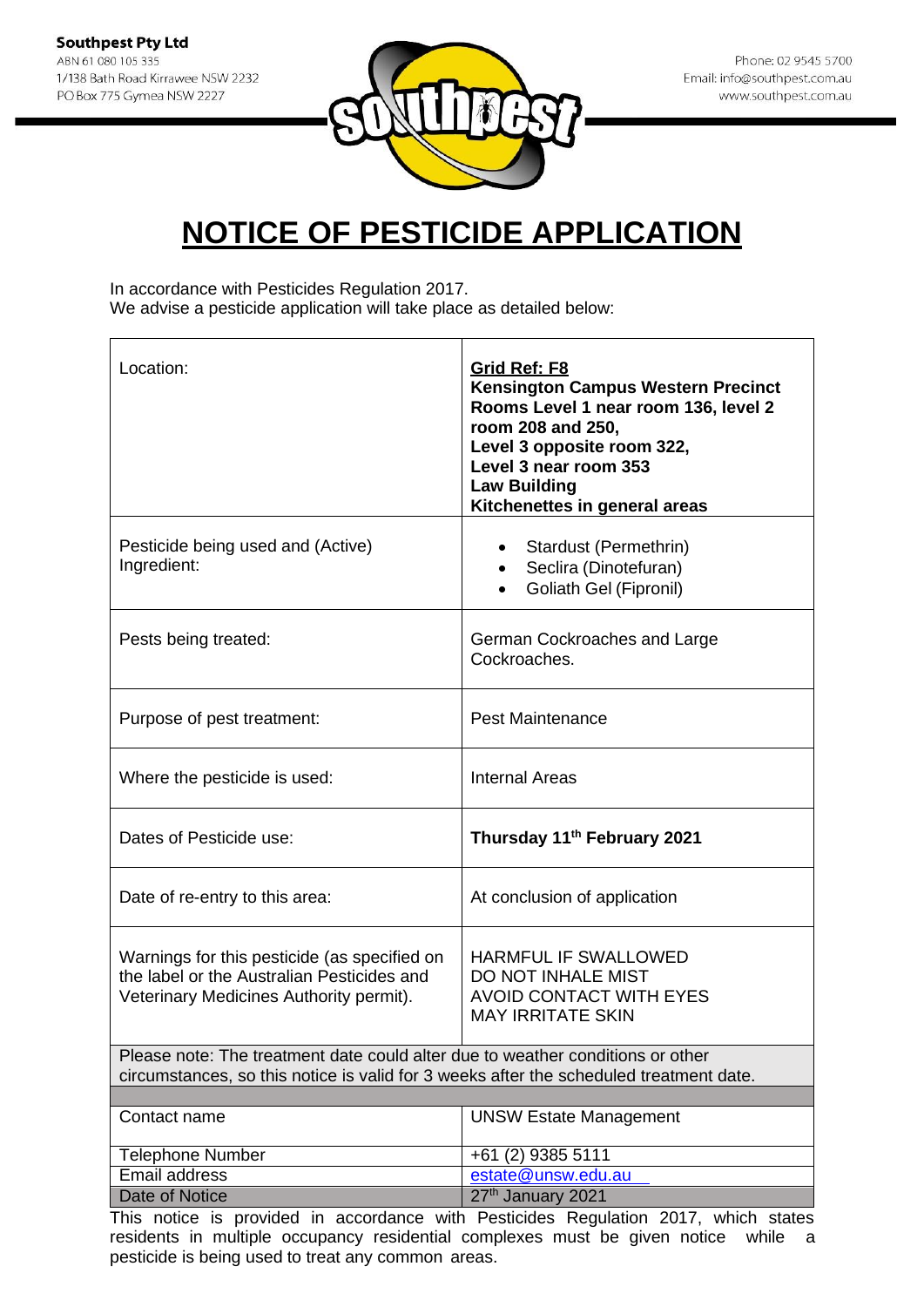**Southpest Pty Ltd**
ABN 61 080 105 335
1/138 Bath Road Kirrawee NSW 2232
PO Box 775 Gymea NSW 2227

Phone: 02 9545 5700
Email: info@southpest.com.au
www.southpest.com.au

# NOTICE OF PESTICIDE APPLICATION

In accordance with Pesticides Regulation 2017.
We advise a pesticide application will take place as detailed below:

| | |
|---|---|
| Location: | **Grid Ref: F8**<br>**Kensington Campus Western Precinct**<br>**Rooms Level 1 near room 136, level 2 room 208 and 250,**<br>**Level 3 opposite room 322,**<br>**Level 3 near room 353**<br>**Law Building**<br>**Kitchenettes in general areas** |
| Pesticide being used and (Active) Ingredient: | • Stardust (Permethrin)<br>• Seclira (Dinotefuran)<br>• Goliath Gel (Fipronil) |
| Pests being treated: | German Cockroaches and Large Cockroaches. |
| Purpose of pest treatment: | Pest Maintenance |
| Where the pesticide is used: | Internal Areas |
| Dates of Pesticide use: | **Thursday 11th February 2021** |
| Date of re-entry to this area: | At conclusion of application |
| Warnings for this pesticide (as specified on the label or the Australian Pesticides and Veterinary Medicines Authority permit). | HARMFUL IF SWALLOWED<br>DO NOT INHALE MIST<br>AVOID CONTACT WITH EYES<br>MAY IRRITATE SKIN |
| Please note: The treatment date could alter due to weather conditions or other circumstances, so this notice is valid for 3 weeks after the scheduled treatment date. | |
| Contact name | UNSW Estate Management |
| Telephone Number | +61 (2) 9385 5111 |
| Email address | estate@unsw.edu.au |
| Date of Notice | 27th January 2021 |

This notice is provided in accordance with Pesticides Regulation 2017, which states residents in multiple occupancy residential complexes must be given notice while a pesticide is being used to treat any common areas.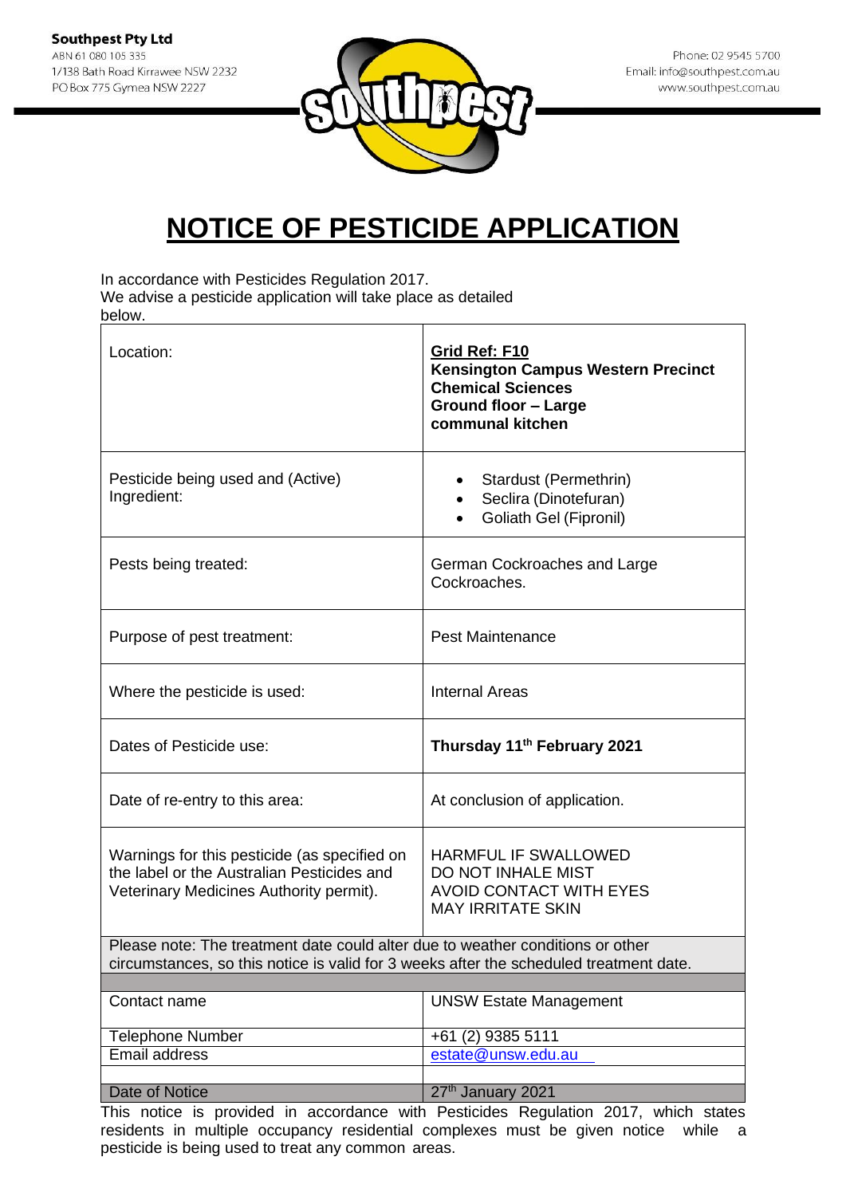Southpest Pty Ltd
ABN 61 080 105 335
1/138 Bath Road Kirrawee NSW 2232
PO Box 775 Gymea NSW 2227

Phone: 02 9545 5700
Email: info@southpest.com.au
www.southpest.com.au

# NOTICE OF PESTICIDE APPLICATION

In accordance with Pesticides Regulation 2017.
We advise a pesticide application will take place as detailed below.

| | |
|---|---|
| Location: | **Grid Ref: F10**<br>**Kensington Campus Western Precinct**<br>**Chemical Sciences**<br>**Ground floor – Large communal kitchen** |
| Pesticide being used and (Active) Ingredient: | • Stardust (Permethrin)<br>• Seclira (Dinotefuran)<br>• Goliath Gel (Fipronil) |
| Pests being treated: | German Cockroaches and Large Cockroaches. |
| Purpose of pest treatment: | Pest Maintenance |
| Where the pesticide is used: | Internal Areas |
| Dates of Pesticide use: | **Thursday 11th February 2021** |
| Date of re-entry to this area: | At conclusion of application. |
| Warnings for this pesticide (as specified on the label or the Australian Pesticides and Veterinary Medicines Authority permit). | HARMFUL IF SWALLOWED<br>DO NOT INHALE MIST<br>AVOID CONTACT WITH EYES<br>MAY IRRITATE SKIN |
| Please note: The treatment date could alter due to weather conditions or other circumstances, so this notice is valid for 3 weeks after the scheduled treatment date. | |
| Contact name | UNSW Estate Management |
| Telephone Number | +61 (2) 9385 5111 |
| Email address | estate@unsw.edu.au |
| Date of Notice | 27th January 2021 |

This notice is provided in accordance with Pesticides Regulation 2017, which states residents in multiple occupancy residential complexes must be given notice while a pesticide is being used to treat any common areas.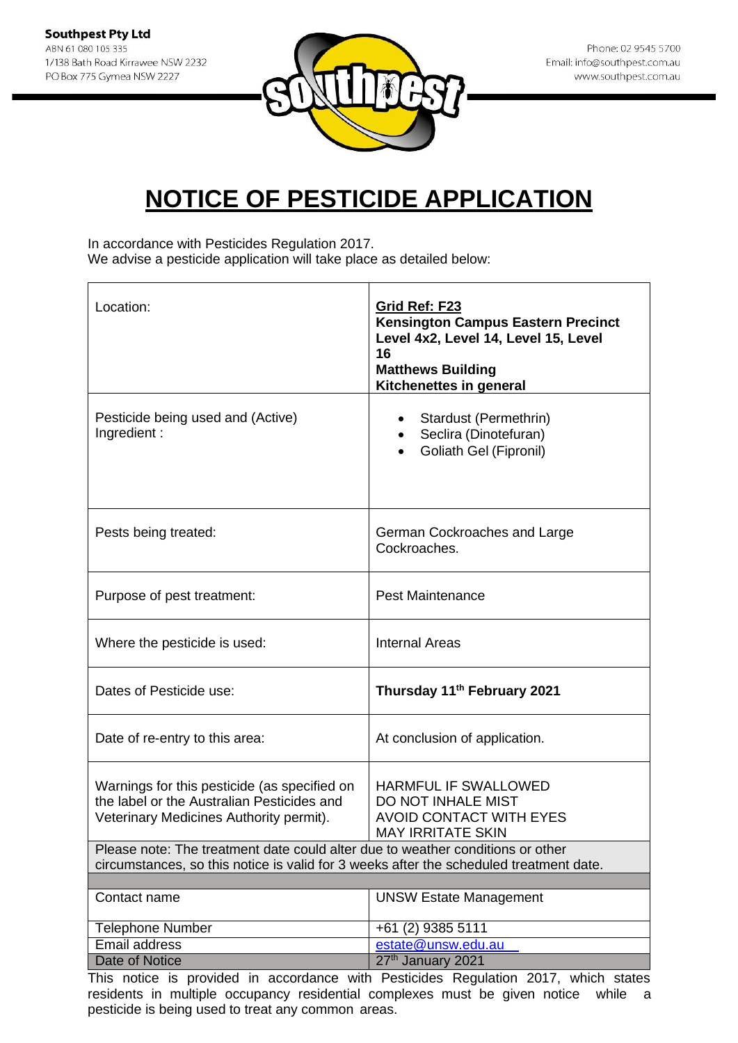**Southpest Pty Ltd**
ABN 61 080 105 335
1/138 Bath Road Kirrawee NSW 2232
PO Box 775 Gymea NSW 2227

Phone: 02 9545 5700
Email: info@southpest.com.au
www.southpest.com.au

# NOTICE OF PESTICIDE APPLICATION

In accordance with Pesticides Regulation 2017.
We advise a pesticide application will take place as detailed below:

| | |
|---|---|
| Location: | **Grid Ref: F23**<br>**Kensington Campus Eastern Precinct**<br>**Level 4x2, Level 14, Level 15, Level 16**<br>**Matthews Building**<br>**Kitchenettes in general** |
| Pesticide being used and (Active) Ingredient : | • Stardust (Permethrin)<br>• Seclira (Dinotefuran)<br>• Goliath Gel (Fipronil) |
| Pests being treated: | German Cockroaches and Large Cockroaches. |
| Purpose of pest treatment: | Pest Maintenance |
| Where the pesticide is used: | Internal Areas |
| Dates of Pesticide use: | **Thursday 11th February 2021** |
| Date of re-entry to this area: | At conclusion of application. |
| Warnings for this pesticide (as specified on the label or the Australian Pesticides and Veterinary Medicines Authority permit). | HARMFUL IF SWALLOWED<br>DO NOT INHALE MIST<br>AVOID CONTACT WITH EYES<br>MAY IRRITATE SKIN |
| Please note: The treatment date could alter due to weather conditions or other circumstances, so this notice is valid for 3 weeks after the scheduled treatment date. | |
| | |
| Contact name | UNSW Estate Management |
| Telephone Number | +61 (2) 9385 5111 |
| Email address | estate@unsw.edu.au |
| Date of Notice | 27th January 2021 |

This notice is provided in accordance with Pesticides Regulation 2017, which states residents in multiple occupancy residential complexes must be given notice while a pesticide is being used to treat any common areas.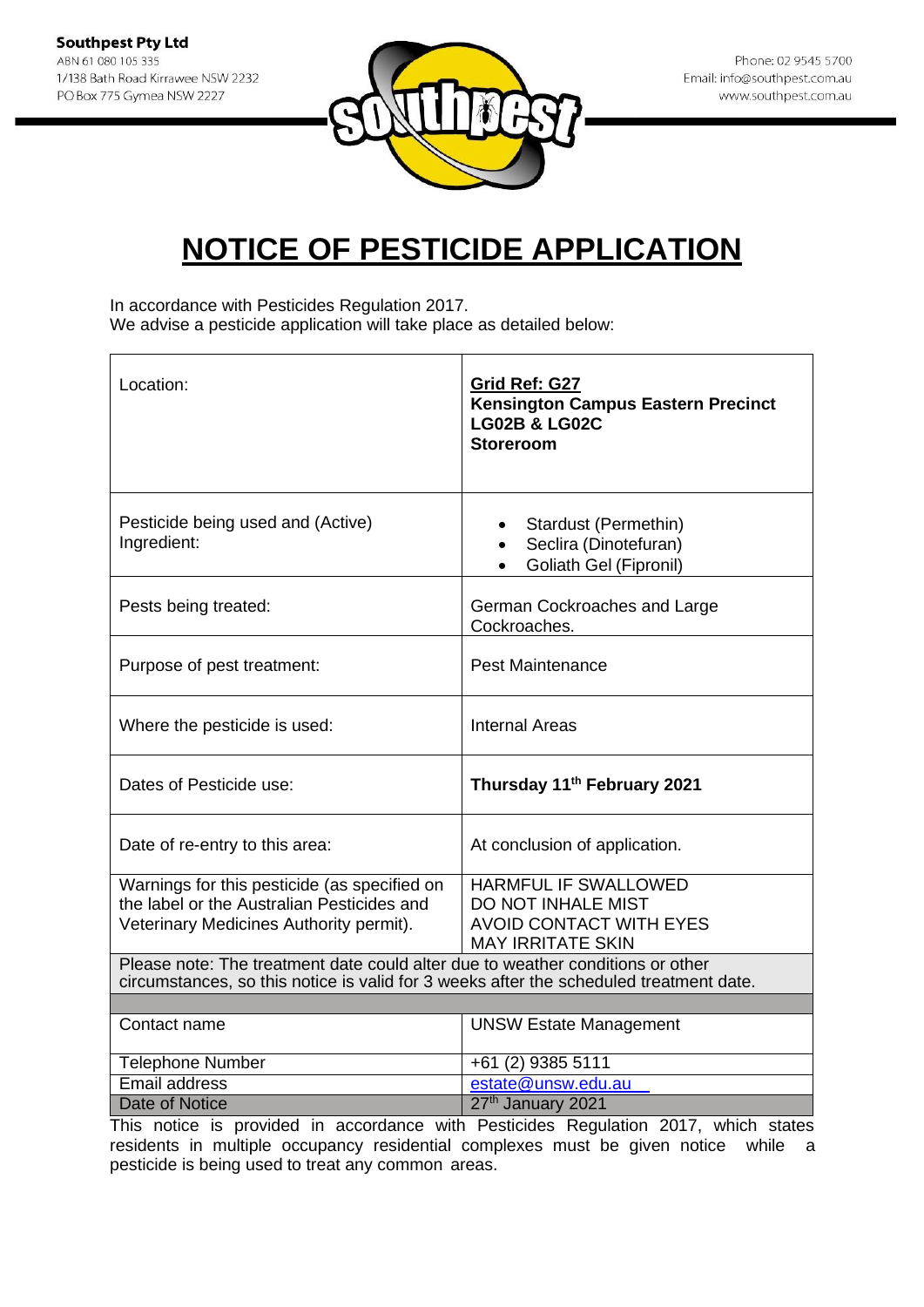**Southpest Pty Ltd**
ABN 61 080 105 335
1/138 Bath Road Kirrawee NSW 2232
PO Box 775 Gymea NSW 2227

Phone: 02 9545 5700
Email: info@southpest.com.au
www.southpest.com.au

# NOTICE OF PESTICIDE APPLICATION

In accordance with Pesticides Regulation 2017.
We advise a pesticide application will take place as detailed below:

| | |
|---|---|
| Location: | **Grid Ref: G27**<br>**Kensington Campus Eastern Precinct**<br>**LG02B & LG02C**<br>**Storeroom** |
| Pesticide being used and (Active) Ingredient: | • Stardust (Permethin)<br>• Seclira (Dinotefuran)<br>• Goliath Gel (Fipronil) |
| Pests being treated: | German Cockroaches and Large Cockroaches. |
| Purpose of pest treatment: | Pest Maintenance |
| Where the pesticide is used: | Internal Areas |
| Dates of Pesticide use: | **Thursday 11th February 2021** |
| Date of re-entry to this area: | At conclusion of application. |
| Warnings for this pesticide (as specified on the label or the Australian Pesticides and Veterinary Medicines Authority permit). | HARMFUL IF SWALLOWED<br>DO NOT INHALE MIST<br>AVOID CONTACT WITH EYES<br>MAY IRRITATE SKIN |
| Please note: The treatment date could alter due to weather conditions or other circumstances, so this notice is valid for 3 weeks after the scheduled treatment date. | |
| | |
| Contact name | UNSW Estate Management |
| Telephone Number | +61 (2) 9385 5111 |
| Email address | estate@unsw.edu.au |
| Date of Notice | 27th January 2021 |

This notice is provided in accordance with Pesticides Regulation 2017, which states residents in multiple occupancy residential complexes must be given notice while a pesticide is being used to treat any common areas.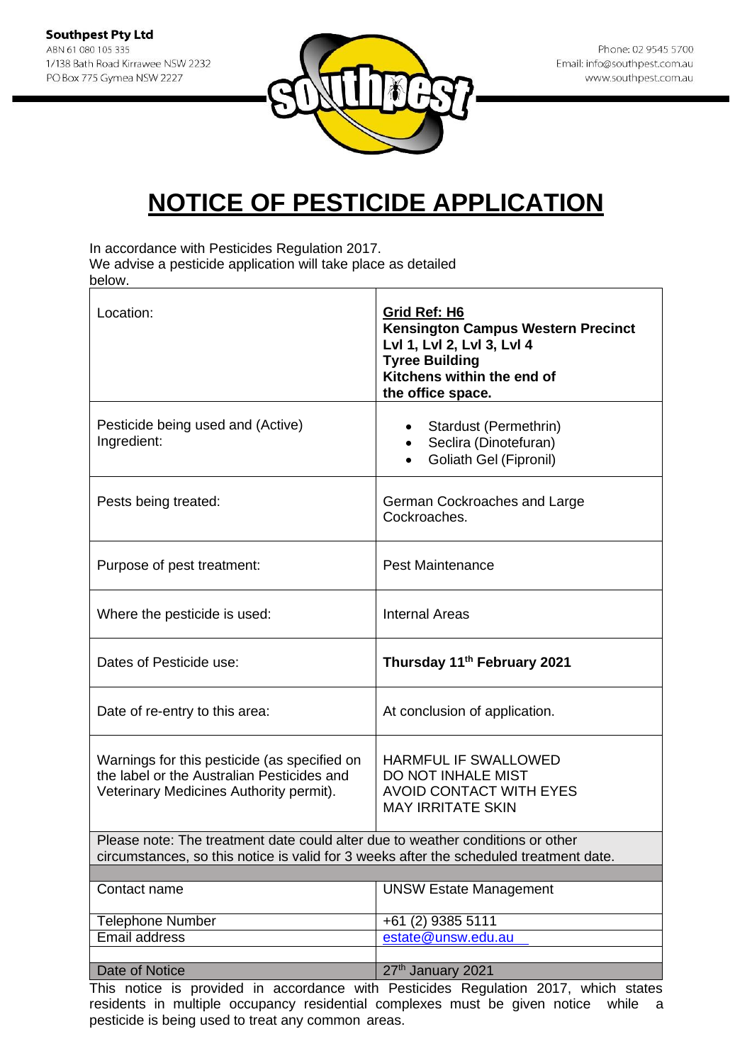**Southpest Pty Ltd**
ABN 61 080 105 335
1/138 Bath Road Kirrawee NSW 2232
PO Box 775 Gymea NSW 2227

Phone: 02 9545 5700
Email: info@southpest.com.au
www.southpest.com.au

# NOTICE OF PESTICIDE APPLICATION

In accordance with Pesticides Regulation 2017.
We advise a pesticide application will take place as detailed below.

| | |
|---|---|
| Location: | **Grid Ref: H6**<br>**Kensington Campus Western Precinct**<br>**Lvl 1, Lvl 2, Lvl 3, Lvl 4**<br>**Tyree Building**<br>**Kitchens within the end of the office space.** |
| Pesticide being used and (Active) Ingredient: | • Stardust (Permethrin)<br>• Seclira (Dinotefuran)<br>• Goliath Gel (Fipronil) |
| Pests being treated: | German Cockroaches and Large Cockroaches. |
| Purpose of pest treatment: | Pest Maintenance |
| Where the pesticide is used: | Internal Areas |
| Dates of Pesticide use: | **Thursday 11th February 2021** |
| Date of re-entry to this area: | At conclusion of application. |
| Warnings for this pesticide (as specified on the label or the Australian Pesticides and Veterinary Medicines Authority permit). | HARMFUL IF SWALLOWED<br>DO NOT INHALE MIST<br>AVOID CONTACT WITH EYES<br>MAY IRRITATE SKIN |
| Please note: The treatment date could alter due to weather conditions or other circumstances, so this notice is valid for 3 weeks after the scheduled treatment date. | |
| Contact name | UNSW Estate Management |
| Telephone Number | +61 (2) 9385 5111 |
| Email address | estate@unsw.edu.au |
| Date of Notice | 27th January 2021 |

This notice is provided in accordance with Pesticides Regulation 2017, which states residents in multiple occupancy residential complexes must be given notice while a pesticide is being used to treat any common areas.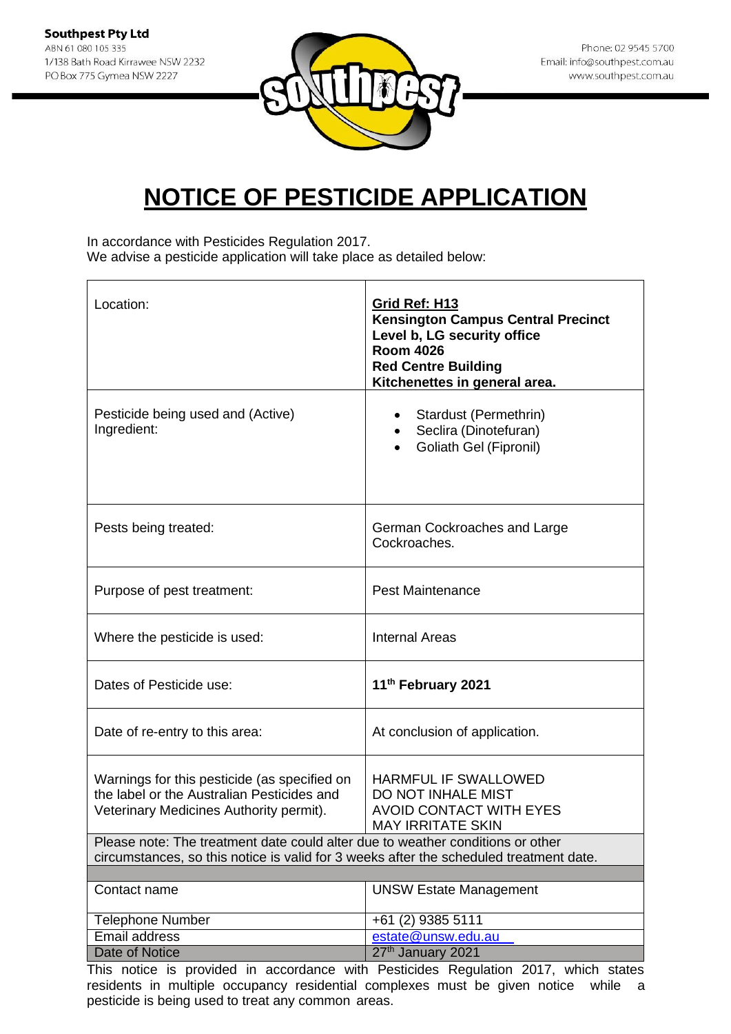**Southpest Pty Ltd**
ABN 61 080 105 335
1/138 Bath Road Kirrawee NSW 2232
PO Box 775 Gymea NSW 2227

Phone: 02 9545 5700
Email: info@southpest.com.au
www.southpest.com.au

# NOTICE OF PESTICIDE APPLICATION

In accordance with Pesticides Regulation 2017.
We advise a pesticide application will take place as detailed below:

| | |
|---|---|
| Location: | **Grid Ref: H13**<br>**Kensington Campus Central Precinct**<br>**Level b, LG security office**<br>**Room 4026**<br>**Red Centre Building**<br>**Kitchenettes in general area.** |
| Pesticide being used and (Active) Ingredient: | • Stardust (Permethrin)<br>• Seclira (Dinotefuran)<br>• Goliath Gel (Fipronil) |
| Pests being treated: | German Cockroaches and Large Cockroaches. |
| Purpose of pest treatment: | Pest Maintenance |
| Where the pesticide is used: | Internal Areas |
| Dates of Pesticide use: | **11th February 2021** |
| Date of re-entry to this area: | At conclusion of application. |
| Warnings for this pesticide (as specified on the label or the Australian Pesticides and Veterinary Medicines Authority permit). | HARMFUL IF SWALLOWED<br>DO NOT INHALE MIST<br>AVOID CONTACT WITH EYES<br>MAY IRRITATE SKIN |
| Please note: The treatment date could alter due to weather conditions or other circumstances, so this notice is valid for 3 weeks after the scheduled treatment date. | |
| Contact name | UNSW Estate Management |
| Telephone Number | +61 (2) 9385 5111 |
| Email address | estate@unsw.edu.au |
| Date of Notice | 27th January 2021 |

This notice is provided in accordance with Pesticides Regulation 2017, which states residents in multiple occupancy residential complexes must be given notice while a pesticide is being used to treat any common areas.